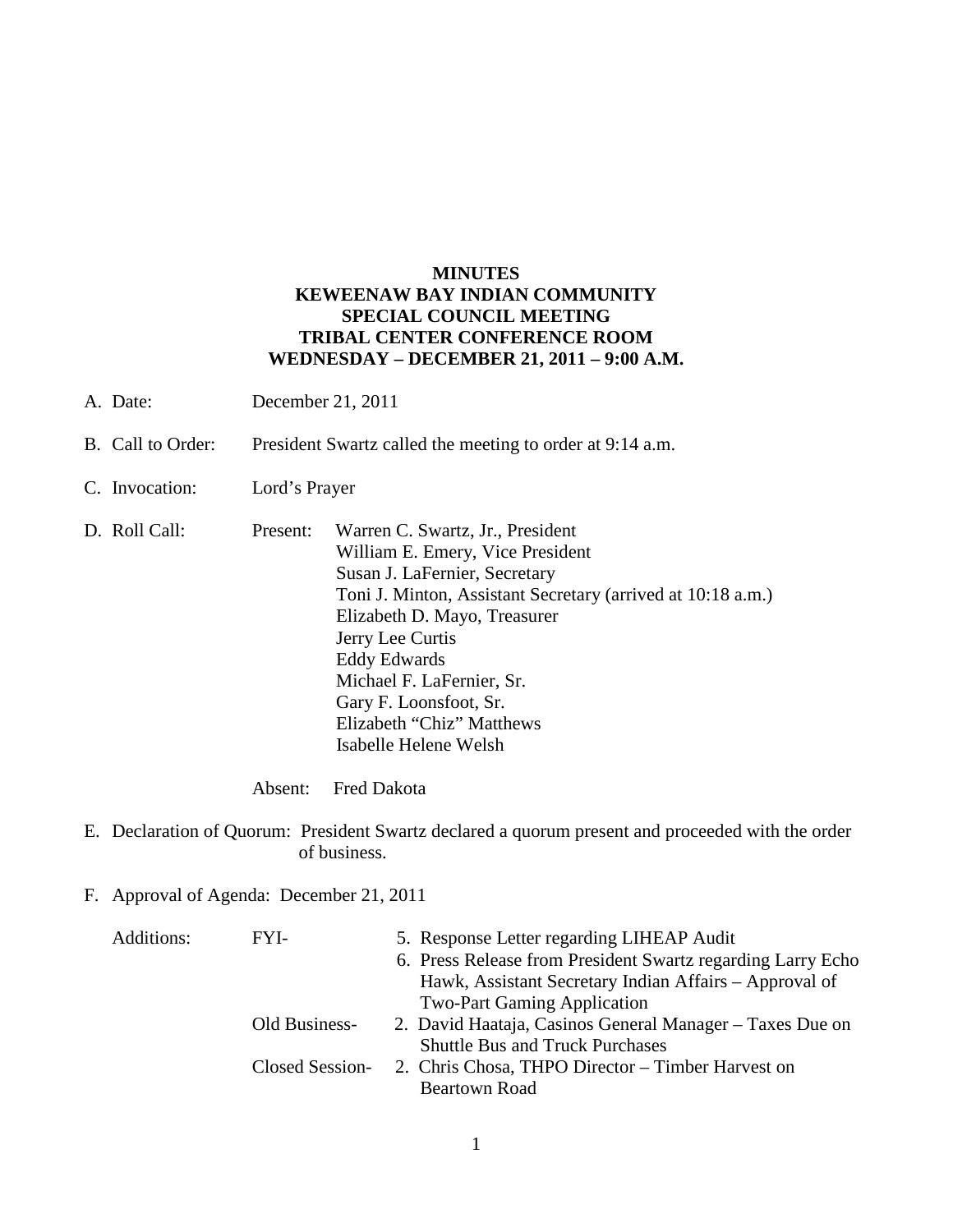**MINUTES**
**KEWEENAW BAY INDIAN COMMUNITY**
**SPECIAL COUNCIL MEETING**
**TRIBAL CENTER CONFERENCE ROOM**
**WEDNESDAY – DECEMBER 21, 2011 – 9:00 A.M.**

A. Date: December 21, 2011

B. Call to Order: President Swartz called the meeting to order at 9:14 a.m.

C. Invocation: Lord's Prayer

D. Roll Call:

Present:
- Warren C. Swartz, Jr., President
- William E. Emery, Vice President
- Susan J. LaFernier, Secretary
- Toni J. Minton, Assistant Secretary (arrived at 10:18 a.m.)
- Elizabeth D. Mayo, Treasurer
- Jerry Lee Curtis
- Eddy Edwards
- Michael F. LaFernier, Sr.
- Gary F. Loonsfoot, Sr.
- Elizabeth "Chiz" Matthews
- Isabelle Helene Welsh

Absent: Fred Dakota

E. Declaration of Quorum: President Swartz declared a quorum present and proceeded with the order of business.

F. Approval of Agenda: December 21, 2011

Additions:

FYI-
5. Response Letter regarding LIHEAP Audit
6. Press Release from President Swartz regarding Larry Echo Hawk, Assistant Secretary Indian Affairs – Approval of Two-Part Gaming Application

Old Business-
2. David Haataja, Casinos General Manager – Taxes Due on Shuttle Bus and Truck Purchases

Closed Session-
2. Chris Chosa, THPO Director – Timber Harvest on Beartown Road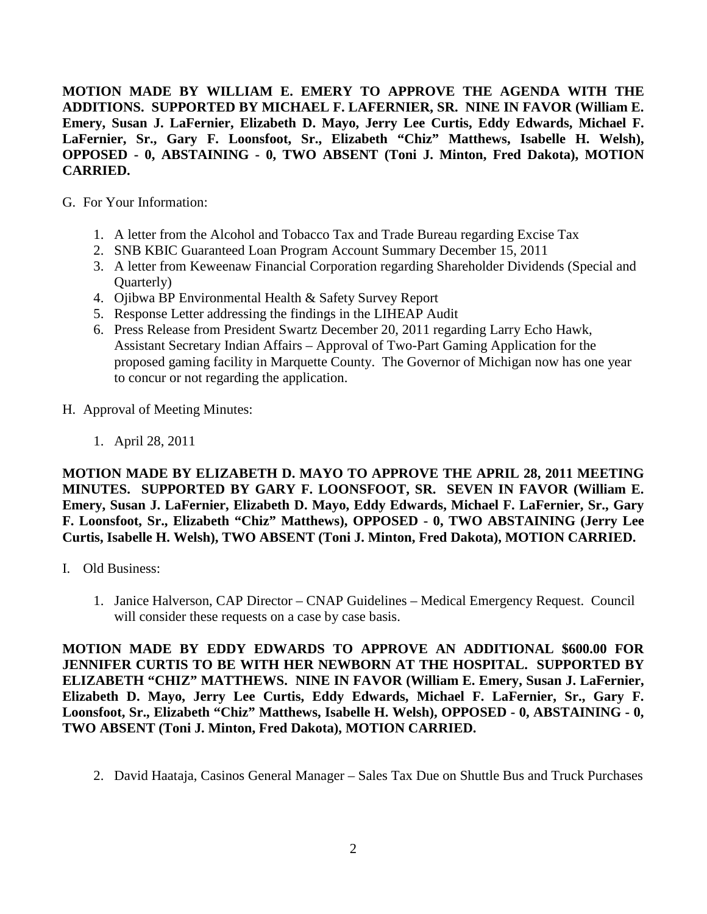**MOTION MADE BY WILLIAM E. EMERY TO APPROVE THE AGENDA WITH THE ADDITIONS. SUPPORTED BY MICHAEL F. LAFERNIER, SR. NINE IN FAVOR (William E. Emery, Susan J. LaFernier, Elizabeth D. Mayo, Jerry Lee Curtis, Eddy Edwards, Michael F. LaFernier, Sr., Gary F. Loonsfoot, Sr., Elizabeth "Chiz" Matthews, Isabelle H. Welsh), OPPOSED - 0, ABSTAINING - 0, TWO ABSENT (Toni J. Minton, Fred Dakota), MOTION CARRIED.**

G. For Your Information:

1. A letter from the Alcohol and Tobacco Tax and Trade Bureau regarding Excise Tax
2. SNB KBIC Guaranteed Loan Program Account Summary December 15, 2011
3. A letter from Keweenaw Financial Corporation regarding Shareholder Dividends (Special and Quarterly)
4. Ojibwa BP Environmental Health & Safety Survey Report
5. Response Letter addressing the findings in the LIHEAP Audit
6. Press Release from President Swartz December 20, 2011 regarding Larry Echo Hawk, Assistant Secretary Indian Affairs – Approval of Two-Part Gaming Application for the proposed gaming facility in Marquette County. The Governor of Michigan now has one year to concur or not regarding the application.

H. Approval of Meeting Minutes:

1. April 28, 2011

**MOTION MADE BY ELIZABETH D. MAYO TO APPROVE THE APRIL 28, 2011 MEETING MINUTES. SUPPORTED BY GARY F. LOONSFOOT, SR. SEVEN IN FAVOR (William E. Emery, Susan J. LaFernier, Elizabeth D. Mayo, Eddy Edwards, Michael F. LaFernier, Sr., Gary F. Loonsfoot, Sr., Elizabeth "Chiz" Matthews), OPPOSED - 0, TWO ABSTAINING (Jerry Lee Curtis, Isabelle H. Welsh), TWO ABSENT (Toni J. Minton, Fred Dakota), MOTION CARRIED.**

I. Old Business:

1. Janice Halverson, CAP Director – CNAP Guidelines – Medical Emergency Request. Council will consider these requests on a case by case basis.

**MOTION MADE BY EDDY EDWARDS TO APPROVE AN ADDITIONAL $600.00 FOR JENNIFER CURTIS TO BE WITH HER NEWBORN AT THE HOSPITAL. SUPPORTED BY ELIZABETH "CHIZ" MATTHEWS. NINE IN FAVOR (William E. Emery, Susan J. LaFernier, Elizabeth D. Mayo, Jerry Lee Curtis, Eddy Edwards, Michael F. LaFernier, Sr., Gary F. Loonsfoot, Sr., Elizabeth "Chiz" Matthews, Isabelle H. Welsh), OPPOSED - 0, ABSTAINING - 0, TWO ABSENT (Toni J. Minton, Fred Dakota), MOTION CARRIED.**

2. David Haataja, Casinos General Manager – Sales Tax Due on Shuttle Bus and Truck Purchases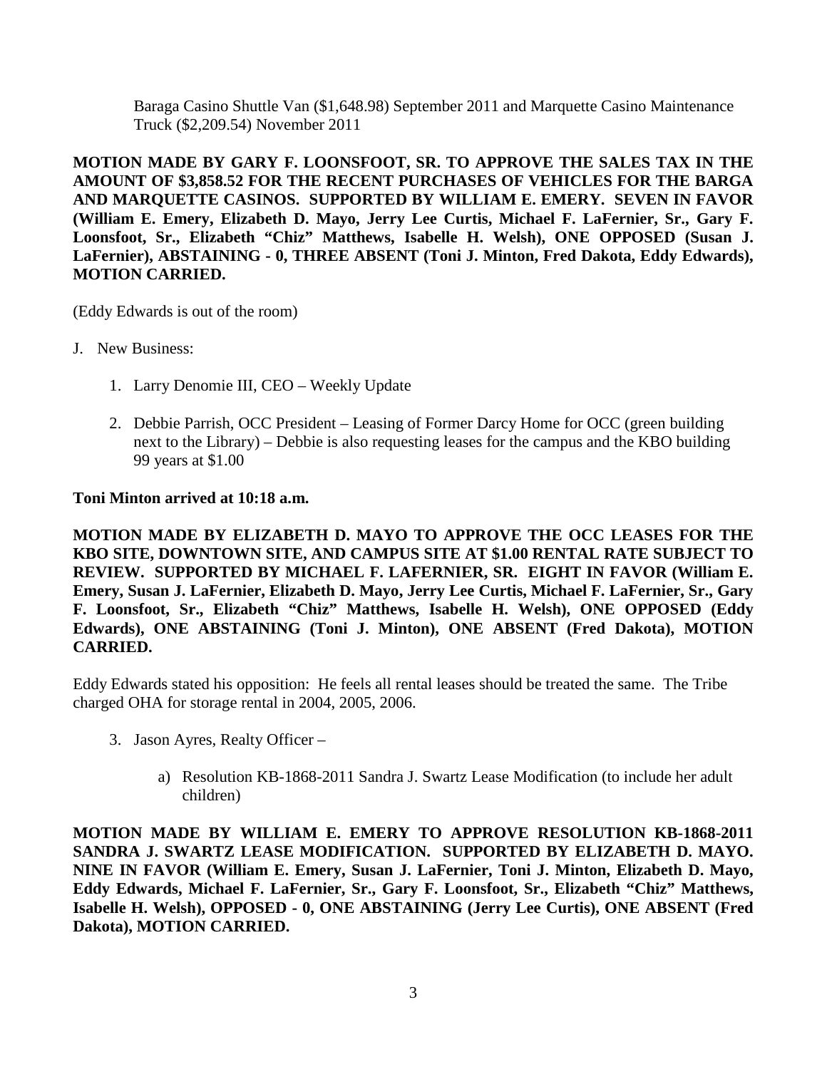Baraga Casino Shuttle Van ($1,648.98) September 2011 and Marquette Casino Maintenance Truck ($2,209.54) November 2011

**MOTION MADE BY GARY F. LOONSFOOT, SR. TO APPROVE THE SALES TAX IN THE AMOUNT OF $3,858.52 FOR THE RECENT PURCHASES OF VEHICLES FOR THE BARGA AND MARQUETTE CASINOS. SUPPORTED BY WILLIAM E. EMERY. SEVEN IN FAVOR (William E. Emery, Elizabeth D. Mayo, Jerry Lee Curtis, Michael F. LaFernier, Sr., Gary F. Loonsfoot, Sr., Elizabeth "Chiz" Matthews, Isabelle H. Welsh), ONE OPPOSED (Susan J. LaFernier), ABSTAINING - 0, THREE ABSENT (Toni J. Minton, Fred Dakota, Eddy Edwards), MOTION CARRIED.**

(Eddy Edwards is out of the room)

J. New Business:

1. Larry Denomie III, CEO – Weekly Update

2. Debbie Parrish, OCC President – Leasing of Former Darcy Home for OCC (green building next to the Library) – Debbie is also requesting leases for the campus and the KBO building 99 years at $1.00

**Toni Minton arrived at 10:18 a.m.**

**MOTION MADE BY ELIZABETH D. MAYO TO APPROVE THE OCC LEASES FOR THE KBO SITE, DOWNTOWN SITE, AND CAMPUS SITE AT $1.00 RENTAL RATE SUBJECT TO REVIEW. SUPPORTED BY MICHAEL F. LAFERNIER, SR. EIGHT IN FAVOR (William E. Emery, Susan J. LaFernier, Elizabeth D. Mayo, Jerry Lee Curtis, Michael F. LaFernier, Sr., Gary F. Loonsfoot, Sr., Elizabeth "Chiz" Matthews, Isabelle H. Welsh), ONE OPPOSED (Eddy Edwards), ONE ABSTAINING (Toni J. Minton), ONE ABSENT (Fred Dakota), MOTION CARRIED.**

Eddy Edwards stated his opposition: He feels all rental leases should be treated the same. The Tribe charged OHA for storage rental in 2004, 2005, 2006.

3. Jason Ayres, Realty Officer –

   a) Resolution KB-1868-2011 Sandra J. Swartz Lease Modification (to include her adult children)

**MOTION MADE BY WILLIAM E. EMERY TO APPROVE RESOLUTION KB-1868-2011 SANDRA J. SWARTZ LEASE MODIFICATION. SUPPORTED BY ELIZABETH D. MAYO. NINE IN FAVOR (William E. Emery, Susan J. LaFernier, Toni J. Minton, Elizabeth D. Mayo, Eddy Edwards, Michael F. LaFernier, Sr., Gary F. Loonsfoot, Sr., Elizabeth "Chiz" Matthews, Isabelle H. Welsh), OPPOSED - 0, ONE ABSTAINING (Jerry Lee Curtis), ONE ABSENT (Fred Dakota), MOTION CARRIED.**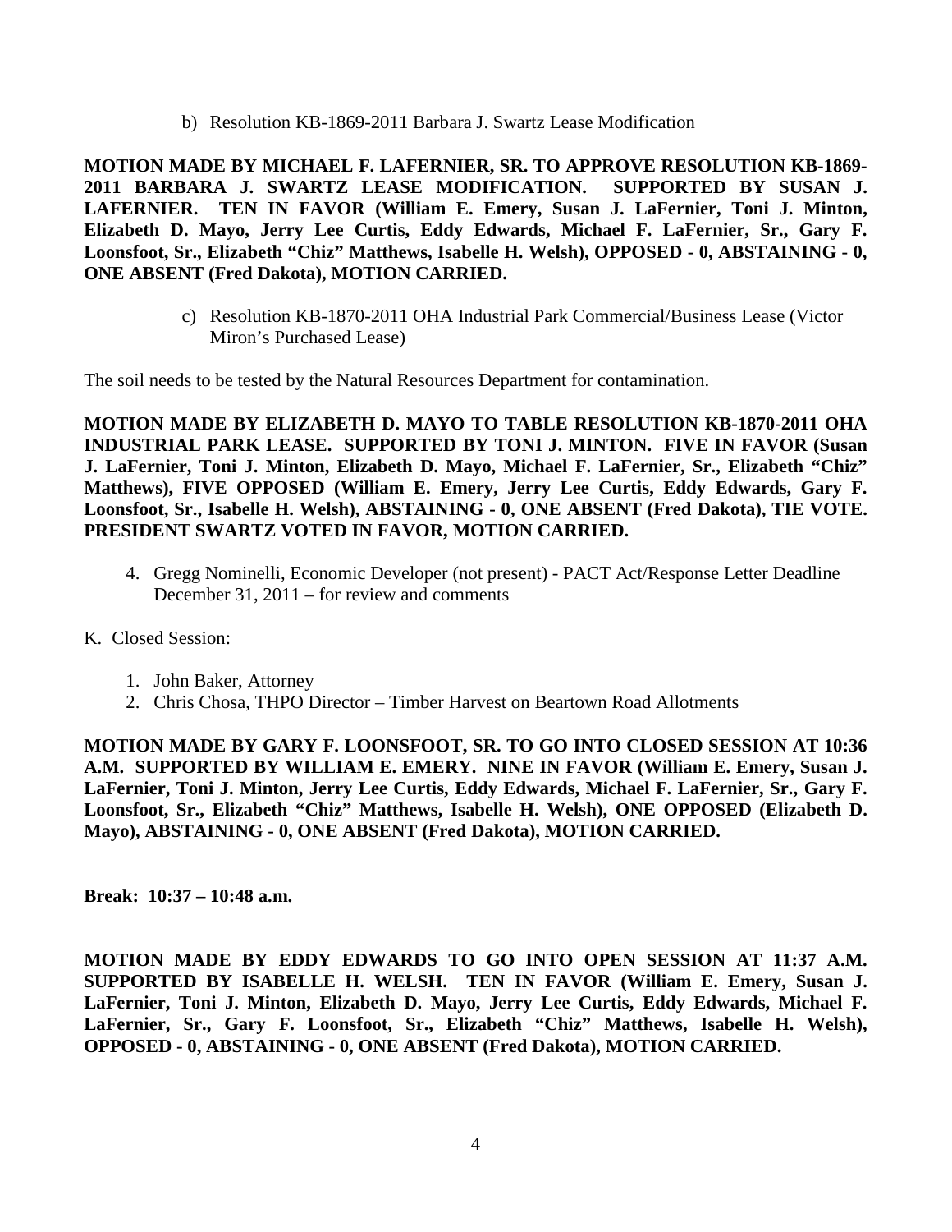b) Resolution KB-1869-2011 Barbara J. Swartz Lease Modification

**MOTION MADE BY MICHAEL F. LAFERNIER, SR. TO APPROVE RESOLUTION KB-1869-2011 BARBARA J. SWARTZ LEASE MODIFICATION. SUPPORTED BY SUSAN J. LAFERNIER. TEN IN FAVOR (William E. Emery, Susan J. LaFernier, Toni J. Minton, Elizabeth D. Mayo, Jerry Lee Curtis, Eddy Edwards, Michael F. LaFernier, Sr., Gary F. Loonsfoot, Sr., Elizabeth "Chiz" Matthews, Isabelle H. Welsh), OPPOSED - 0, ABSTAINING - 0, ONE ABSENT (Fred Dakota), MOTION CARRIED.**

c) Resolution KB-1870-2011 OHA Industrial Park Commercial/Business Lease (Victor Miron's Purchased Lease)

The soil needs to be tested by the Natural Resources Department for contamination.

**MOTION MADE BY ELIZABETH D. MAYO TO TABLE RESOLUTION KB-1870-2011 OHA INDUSTRIAL PARK LEASE. SUPPORTED BY TONI J. MINTON. FIVE IN FAVOR (Susan J. LaFernier, Toni J. Minton, Elizabeth D. Mayo, Michael F. LaFernier, Sr., Elizabeth "Chiz" Matthews), FIVE OPPOSED (William E. Emery, Jerry Lee Curtis, Eddy Edwards, Gary F. Loonsfoot, Sr., Isabelle H. Welsh), ABSTAINING - 0, ONE ABSENT (Fred Dakota), TIE VOTE. PRESIDENT SWARTZ VOTED IN FAVOR, MOTION CARRIED.**

4. Gregg Nominelli, Economic Developer (not present) - PACT Act/Response Letter Deadline December 31, 2011 – for review and comments

K. Closed Session:

1. John Baker, Attorney
2. Chris Chosa, THPO Director – Timber Harvest on Beartown Road Allotments

**MOTION MADE BY GARY F. LOONSFOOT, SR. TO GO INTO CLOSED SESSION AT 10:36 A.M. SUPPORTED BY WILLIAM E. EMERY. NINE IN FAVOR (William E. Emery, Susan J. LaFernier, Toni J. Minton, Jerry Lee Curtis, Eddy Edwards, Michael F. LaFernier, Sr., Gary F. Loonsfoot, Sr., Elizabeth "Chiz" Matthews, Isabelle H. Welsh), ONE OPPOSED (Elizabeth D. Mayo), ABSTAINING - 0, ONE ABSENT (Fred Dakota), MOTION CARRIED.**

**Break: 10:37 – 10:48 a.m.**

**MOTION MADE BY EDDY EDWARDS TO GO INTO OPEN SESSION AT 11:37 A.M. SUPPORTED BY ISABELLE H. WELSH. TEN IN FAVOR (William E. Emery, Susan J. LaFernier, Toni J. Minton, Elizabeth D. Mayo, Jerry Lee Curtis, Eddy Edwards, Michael F. LaFernier, Sr., Gary F. Loonsfoot, Sr., Elizabeth "Chiz" Matthews, Isabelle H. Welsh), OPPOSED - 0, ABSTAINING - 0, ONE ABSENT (Fred Dakota), MOTION CARRIED.**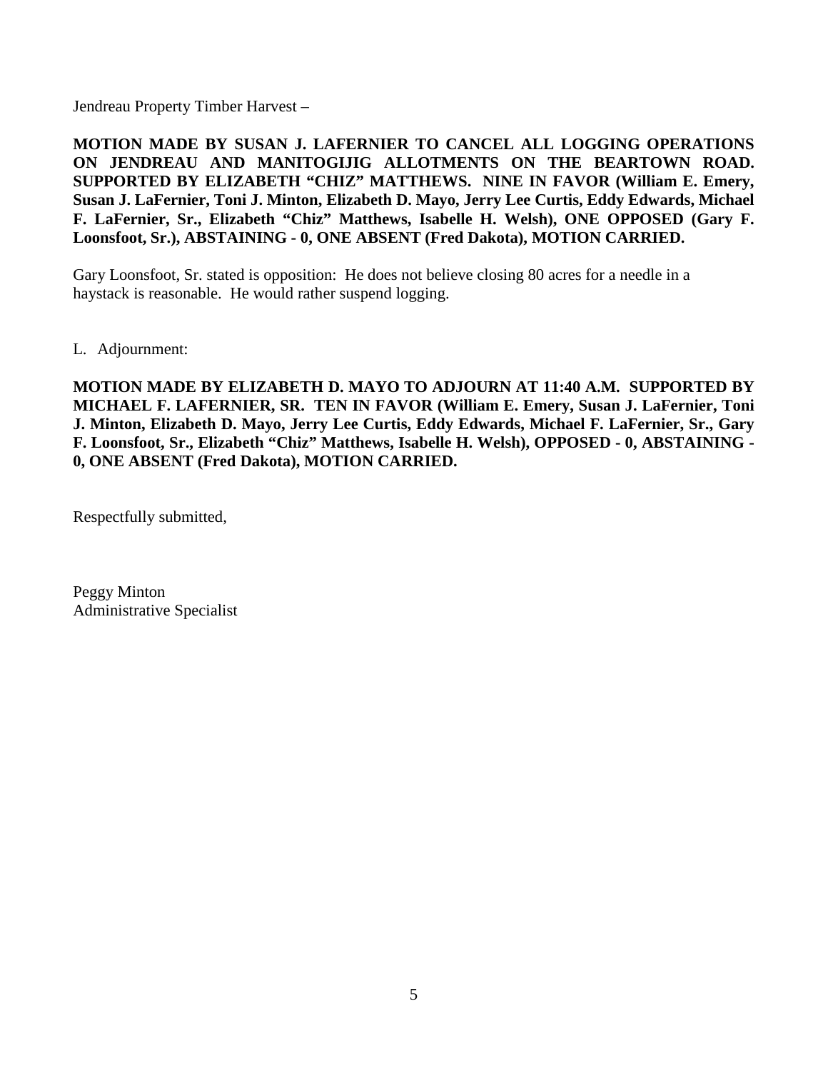Jendreau Property Timber Harvest –

**MOTION MADE BY SUSAN J. LAFERNIER TO CANCEL ALL LOGGING OPERATIONS ON JENDREAU AND MANITOGIJIG ALLOTMENTS ON THE BEARTOWN ROAD. SUPPORTED BY ELIZABETH "CHIZ" MATTHEWS. NINE IN FAVOR (William E. Emery, Susan J. LaFernier, Toni J. Minton, Elizabeth D. Mayo, Jerry Lee Curtis, Eddy Edwards, Michael F. LaFernier, Sr., Elizabeth "Chiz" Matthews, Isabelle H. Welsh), ONE OPPOSED (Gary F. Loonsfoot, Sr.), ABSTAINING - 0, ONE ABSENT (Fred Dakota), MOTION CARRIED.**

Gary Loonsfoot, Sr. stated is opposition: He does not believe closing 80 acres for a needle in a haystack is reasonable. He would rather suspend logging.

L. Adjournment:

**MOTION MADE BY ELIZABETH D. MAYO TO ADJOURN AT 11:40 A.M. SUPPORTED BY MICHAEL F. LAFERNIER, SR. TEN IN FAVOR (William E. Emery, Susan J. LaFernier, Toni J. Minton, Elizabeth D. Mayo, Jerry Lee Curtis, Eddy Edwards, Michael F. LaFernier, Sr., Gary F. Loonsfoot, Sr., Elizabeth "Chiz" Matthews, Isabelle H. Welsh), OPPOSED - 0, ABSTAINING - 0, ONE ABSENT (Fred Dakota), MOTION CARRIED.**

Respectfully submitted,

Peggy Minton
Administrative Specialist